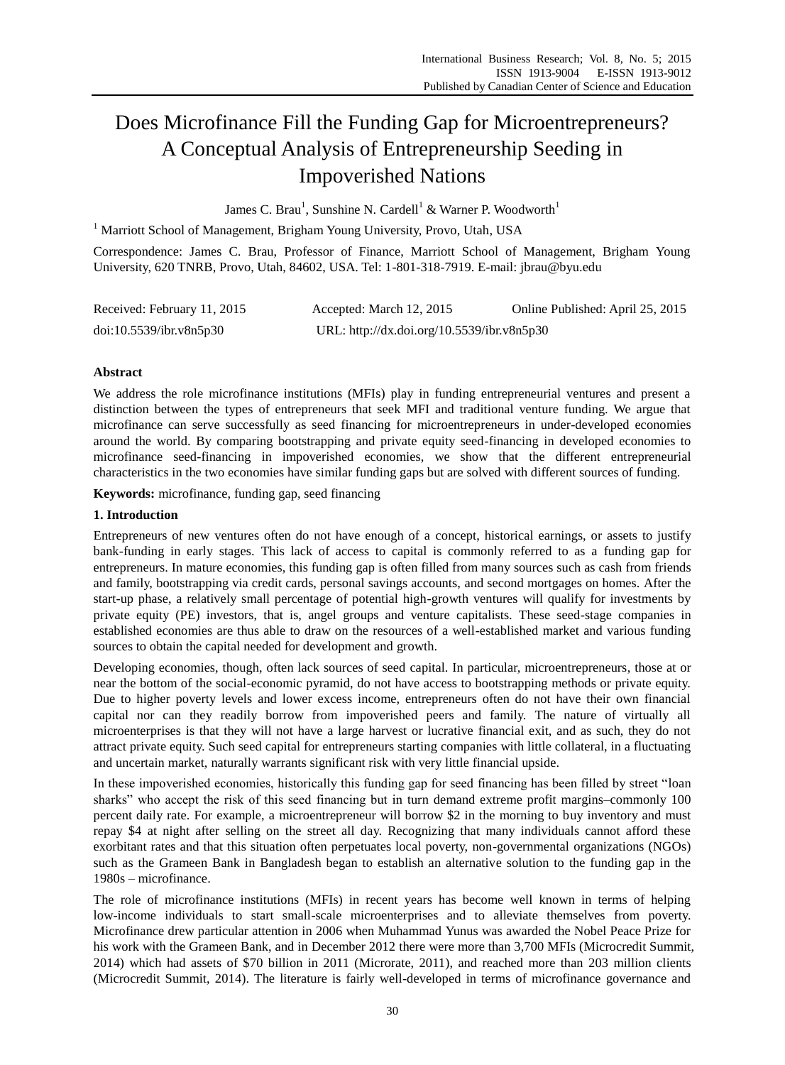# Does Microfinance Fill the Funding Gap for Microentrepreneurs? A Conceptual Analysis of Entrepreneurship Seeding in Impoverished Nations

James C. Brau[1], Sunshine N. Cardell[1] & Warner P. Woodworth[1]

[1] Marriott School of Management, Brigham Young University, Provo, Utah, USA

Correspondence: James C. Brau, Professor of Finance, Marriott School of Management, Brigham Young University, 620 TNRB, Provo, Utah, 84602, USA. Tel: 1-801-318-7919. E-mail: jbrau@byu.edu

Received: February 11, 2015 Accepted: March 12, 2015 Online Published: April 25, 2015

doi:10.5539/ibr.v8n5p30 URL: http://dx.doi.org/10.5539/ibr.v8n5p30

**Abstract**

We address the role microfinance institutions (MFIs) play in funding entrepreneurial ventures and present a distinction between the types of entrepreneurs that seek MFI and traditional venture funding. We argue that microfinance can serve successfully as seed financing for microentrepreneurs in under-developed economies around the world. By comparing bootstrapping and private equity seed-financing in developed economies to microfinance seed-financing in impoverished economies, we show that the different entrepreneurial characteristics in the two economies have similar funding gaps but are solved with different sources of funding.

**Keywords:** microfinance, funding gap, seed financing

## 1. Introduction

Entrepreneurs of new ventures often do not have enough of a concept, historical earnings, or assets to justify bank-funding in early stages. This lack of access to capital is commonly referred to as a funding gap for entrepreneurs. In mature economies, this funding gap is often filled from many sources such as cash from friends and family, bootstrapping via credit cards, personal savings accounts, and second mortgages on homes. After the start-up phase, a relatively small percentage of potential high-growth ventures will qualify for investments by private equity (PE) investors, that is, angel groups and venture capitalists. These seed-stage companies in established economies are thus able to draw on the resources of a well-established market and various funding sources to obtain the capital needed for development and growth.

Developing economies, though, often lack sources of seed capital. In particular, microentrepreneurs, those at or near the bottom of the social-economic pyramid, do not have access to bootstrapping methods or private equity. Due to higher poverty levels and lower excess income, entrepreneurs often do not have their own financial capital nor can they readily borrow from impoverished peers and family. The nature of virtually all microenterprises is that they will not have a large harvest or lucrative financial exit, and as such, they do not attract private equity. Such seed capital for entrepreneurs starting companies with little collateral, in a fluctuating and uncertain market, naturally warrants significant risk with very little financial upside.

In these impoverished economies, historically this funding gap for seed financing has been filled by street "loan sharks" who accept the risk of this seed financing but in turn demand extreme profit margins–commonly 100 percent daily rate. For example, a microentrepreneur will borrow $2 in the morning to buy inventory and must repay $4 at night after selling on the street all day. Recognizing that many individuals cannot afford these exorbitant rates and that this situation often perpetuates local poverty, non-governmental organizations (NGOs) such as the Grameen Bank in Bangladesh began to establish an alternative solution to the funding gap in the 1980s – microfinance.

The role of microfinance institutions (MFIs) in recent years has become well known in terms of helping low-income individuals to start small-scale microenterprises and to alleviate themselves from poverty. Microfinance drew particular attention in 2006 when Muhammad Yunus was awarded the Nobel Peace Prize for his work with the Grameen Bank, and in December 2012 there were more than 3,700 MFIs (Microcredit Summit, 2014) which had assets of $70 billion in 2011 (Microrate, 2011), and reached more than 203 million clients (Microcredit Summit, 2014). The literature is fairly well-developed in terms of microfinance governance and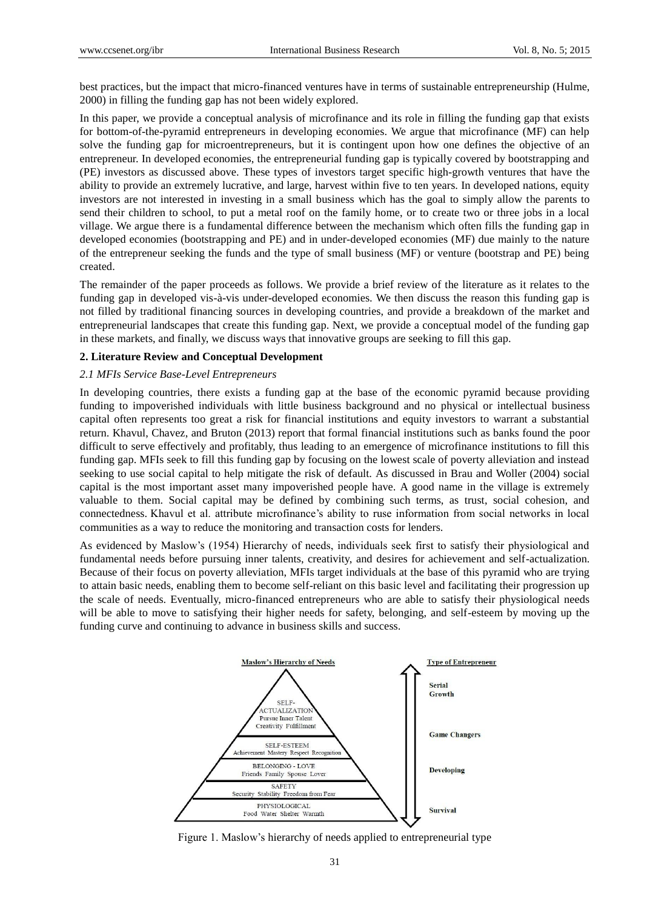best practices, but the impact that micro-financed ventures have in terms of sustainable entrepreneurship (Hulme, 2000) in filling the funding gap has not been widely explored.

In this paper, we provide a conceptual analysis of microfinance and its role in filling the funding gap that exists for bottom-of-the-pyramid entrepreneurs in developing economies. We argue that microfinance (MF) can help solve the funding gap for microentrepreneurs, but it is contingent upon how one defines the objective of an entrepreneur. In developed economies, the entrepreneurial funding gap is typically covered by bootstrapping and (PE) investors as discussed above. These types of investors target specific high-growth ventures that have the ability to provide an extremely lucrative, and large, harvest within five to ten years. In developed nations, equity investors are not interested in investing in a small business which has the goal to simply allow the parents to send their children to school, to put a metal roof on the family home, or to create two or three jobs in a local village. We argue there is a fundamental difference between the mechanism which often fills the funding gap in developed economies (bootstrapping and PE) and in under-developed economies (MF) due mainly to the nature of the entrepreneur seeking the funds and the type of small business (MF) or venture (bootstrap and PE) being created.

The remainder of the paper proceeds as follows. We provide a brief review of the literature as it relates to the funding gap in developed vis-à-vis under-developed economies. We then discuss the reason this funding gap is not filled by traditional financing sources in developing countries, and provide a breakdown of the market and entrepreneurial landscapes that create this funding gap. Next, we provide a conceptual model of the funding gap in these markets, and finally, we discuss ways that innovative groups are seeking to fill this gap.

## 2. Literature Review and Conceptual Development

### *2.1 MFIs Service Base-Level Entrepreneurs*

In developing countries, there exists a funding gap at the base of the economic pyramid because providing funding to impoverished individuals with little business background and no physical or intellectual business capital often represents too great a risk for financial institutions and equity investors to warrant a substantial return. Khavul, Chavez, and Bruton (2013) report that formal financial institutions such as banks found the poor difficult to serve effectively and profitably, thus leading to an emergence of microfinance institutions to fill this funding gap. MFIs seek to fill this funding gap by focusing on the lowest scale of poverty alleviation and instead seeking to use social capital to help mitigate the risk of default. As discussed in Brau and Woller (2004) social capital is the most important asset many impoverished people have. A good name in the village is extremely valuable to them. Social capital may be defined by combining such terms, as trust, social cohesion, and connectedness. Khavul et al. attribute microfinance's ability to ruse information from social networks in local communities as a way to reduce the monitoring and transaction costs for lenders.

As evidenced by Maslow's (1954) Hierarchy of needs, individuals seek first to satisfy their physiological and fundamental needs before pursuing inner talents, creativity, and desires for achievement and self-actualization. Because of their focus on poverty alleviation, MFIs target individuals at the base of this pyramid who are trying to attain basic needs, enabling them to become self-reliant on this basic level and facilitating their progression up the scale of needs. Eventually, micro-financed entrepreneurs who are able to satisfy their physiological needs will be able to move to satisfying their higher needs for safety, belonging, and self-esteem by moving up the funding curve and continuing to advance in business skills and success.

| Maslow's Hierarchy of Needs | Type of Entrepreneur |
|---|---|
| SELF-ACTUALIZATION: Pursue Inner Talent, Creativity, Fulfillment | Serial Growth / Game Changers |
| SELF-ESTEEM: Achievement, Mastery, Respect, Recognition | |
| BELONGING - LOVE: Friends, Family, Spouse, Lover | Developing |
| SAFETY: Security, Stability, Freedom from Fear | |
| PHYSIOLOGICAL: Food, Water, Shelter, Warmth | Survival |

Figure 1. Maslow's hierarchy of needs applied to entrepreneurial type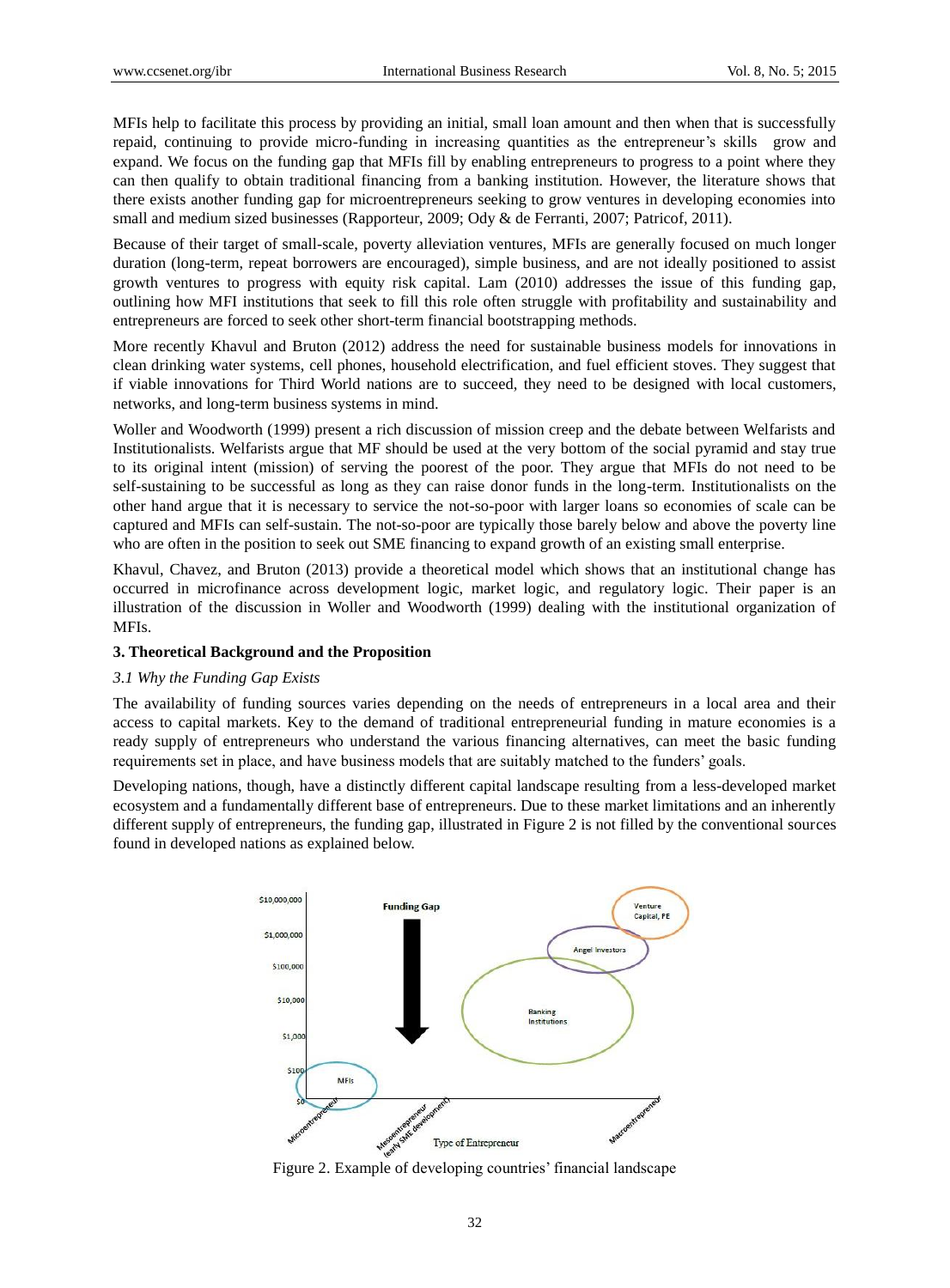MFIs help to facilitate this process by providing an initial, small loan amount and then when that is successfully repaid, continuing to provide micro-funding in increasing quantities as the entrepreneur's skills grow and expand. We focus on the funding gap that MFIs fill by enabling entrepreneurs to progress to a point where they can then qualify to obtain traditional financing from a banking institution. However, the literature shows that there exists another funding gap for microentrepreneurs seeking to grow ventures in developing economies into small and medium sized businesses (Rapporteur, 2009; Ody & de Ferranti, 2007; Patricof, 2011).

Because of their target of small-scale, poverty alleviation ventures, MFIs are generally focused on much longer duration (long-term, repeat borrowers are encouraged), simple business, and are not ideally positioned to assist growth ventures to progress with equity risk capital. Lam (2010) addresses the issue of this funding gap, outlining how MFI institutions that seek to fill this role often struggle with profitability and sustainability and entrepreneurs are forced to seek other short-term financial bootstrapping methods.

More recently Khavul and Bruton (2012) address the need for sustainable business models for innovations in clean drinking water systems, cell phones, household electrification, and fuel efficient stoves. They suggest that if viable innovations for Third World nations are to succeed, they need to be designed with local customers, networks, and long-term business systems in mind.

Woller and Woodworth (1999) present a rich discussion of mission creep and the debate between Welfarists and Institutionalists. Welfarists argue that MF should be used at the very bottom of the social pyramid and stay true to its original intent (mission) of serving the poorest of the poor. They argue that MFIs do not need to be self-sustaining to be successful as long as they can raise donor funds in the long-term. Institutionalists on the other hand argue that it is necessary to service the not-so-poor with larger loans so economies of scale can be captured and MFIs can self-sustain. The not-so-poor are typically those barely below and above the poverty line who are often in the position to seek out SME financing to expand growth of an existing small enterprise.

Khavul, Chavez, and Bruton (2013) provide a theoretical model which shows that an institutional change has occurred in microfinance across development logic, market logic, and regulatory logic. Their paper is an illustration of the discussion in Woller and Woodworth (1999) dealing with the institutional organization of MFIs.

## 3. Theoretical Background and the Proposition

### *3.1 Why the Funding Gap Exists*

The availability of funding sources varies depending on the needs of entrepreneurs in a local area and their access to capital markets. Key to the demand of traditional entrepreneurial funding in mature economies is a ready supply of entrepreneurs who understand the various financing alternatives, can meet the basic funding requirements set in place, and have business models that are suitably matched to the funders' goals.

Developing nations, though, have a distinctly different capital landscape resulting from a less-developed market ecosystem and a fundamentally different base of entrepreneurs. Due to these market limitations and an inherently different supply of entrepreneurs, the funding gap, illustrated in Figure 2 is not filled by the conventional sources found in developed nations as explained below.

Figure 2. Example of developing countries' financial landscape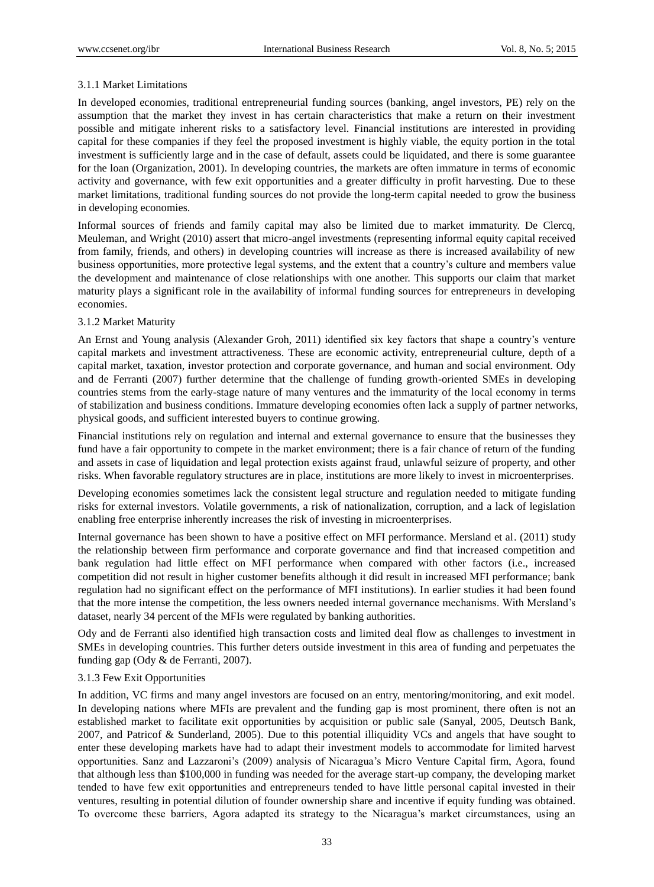#### 3.1.1 Market Limitations

In developed economies, traditional entrepreneurial funding sources (banking, angel investors, PE) rely on the assumption that the market they invest in has certain characteristics that make a return on their investment possible and mitigate inherent risks to a satisfactory level. Financial institutions are interested in providing capital for these companies if they feel the proposed investment is highly viable, the equity portion in the total investment is sufficiently large and in the case of default, assets could be liquidated, and there is some guarantee for the loan (Organization, 2001). In developing countries, the markets are often immature in terms of economic activity and governance, with few exit opportunities and a greater difficulty in profit harvesting. Due to these market limitations, traditional funding sources do not provide the long-term capital needed to grow the business in developing economies.

Informal sources of friends and family capital may also be limited due to market immaturity. De Clercq, Meuleman, and Wright (2010) assert that micro-angel investments (representing informal equity capital received from family, friends, and others) in developing countries will increase as there is increased availability of new business opportunities, more protective legal systems, and the extent that a country's culture and members value the development and maintenance of close relationships with one another. This supports our claim that market maturity plays a significant role in the availability of informal funding sources for entrepreneurs in developing economies.

#### 3.1.2 Market Maturity

An Ernst and Young analysis (Alexander Groh, 2011) identified six key factors that shape a country's venture capital markets and investment attractiveness. These are economic activity, entrepreneurial culture, depth of a capital market, taxation, investor protection and corporate governance, and human and social environment. Ody and de Ferranti (2007) further determine that the challenge of funding growth-oriented SMEs in developing countries stems from the early-stage nature of many ventures and the immaturity of the local economy in terms of stabilization and business conditions. Immature developing economies often lack a supply of partner networks, physical goods, and sufficient interested buyers to continue growing.

Financial institutions rely on regulation and internal and external governance to ensure that the businesses they fund have a fair opportunity to compete in the market environment; there is a fair chance of return of the funding and assets in case of liquidation and legal protection exists against fraud, unlawful seizure of property, and other risks. When favorable regulatory structures are in place, institutions are more likely to invest in microenterprises.

Developing economies sometimes lack the consistent legal structure and regulation needed to mitigate funding risks for external investors. Volatile governments, a risk of nationalization, corruption, and a lack of legislation enabling free enterprise inherently increases the risk of investing in microenterprises.

Internal governance has been shown to have a positive effect on MFI performance. Mersland et al. (2011) study the relationship between firm performance and corporate governance and find that increased competition and bank regulation had little effect on MFI performance when compared with other factors (i.e., increased competition did not result in higher customer benefits although it did result in increased MFI performance; bank regulation had no significant effect on the performance of MFI institutions). In earlier studies it had been found that the more intense the competition, the less owners needed internal governance mechanisms. With Mersland's dataset, nearly 34 percent of the MFIs were regulated by banking authorities.

Ody and de Ferranti also identified high transaction costs and limited deal flow as challenges to investment in SMEs in developing countries. This further deters outside investment in this area of funding and perpetuates the funding gap (Ody & de Ferranti, 2007).

#### 3.1.3 Few Exit Opportunities

In addition, VC firms and many angel investors are focused on an entry, mentoring/monitoring, and exit model. In developing nations where MFIs are prevalent and the funding gap is most prominent, there often is not an established market to facilitate exit opportunities by acquisition or public sale (Sanyal, 2005, Deutsch Bank, 2007, and Patricof & Sunderland, 2005). Due to this potential illiquidity VCs and angels that have sought to enter these developing markets have had to adapt their investment models to accommodate for limited harvest opportunities. Sanz and Lazzaroni's (2009) analysis of Nicaragua's Micro Venture Capital firm, Agora, found that although less than \$100,000 in funding was needed for the average start-up company, the developing market tended to have few exit opportunities and entrepreneurs tended to have little personal capital invested in their ventures, resulting in potential dilution of founder ownership share and incentive if equity funding was obtained. To overcome these barriers, Agora adapted its strategy to the Nicaragua's market circumstances, using an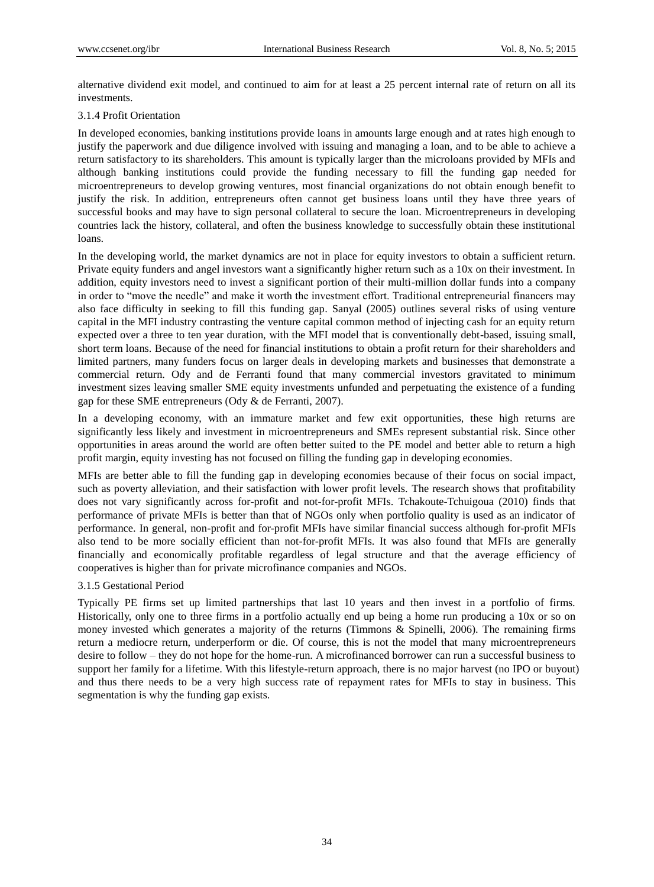alternative dividend exit model, and continued to aim for at least a 25 percent internal rate of return on all its investments.

### 3.1.4 Profit Orientation

In developed economies, banking institutions provide loans in amounts large enough and at rates high enough to justify the paperwork and due diligence involved with issuing and managing a loan, and to be able to achieve a return satisfactory to its shareholders. This amount is typically larger than the microloans provided by MFIs and although banking institutions could provide the funding necessary to fill the funding gap needed for microentrepreneurs to develop growing ventures, most financial organizations do not obtain enough benefit to justify the risk. In addition, entrepreneurs often cannot get business loans until they have three years of successful books and may have to sign personal collateral to secure the loan. Microentrepreneurs in developing countries lack the history, collateral, and often the business knowledge to successfully obtain these institutional loans.

In the developing world, the market dynamics are not in place for equity investors to obtain a sufficient return. Private equity funders and angel investors want a significantly higher return such as a 10x on their investment. In addition, equity investors need to invest a significant portion of their multi-million dollar funds into a company in order to "move the needle" and make it worth the investment effort. Traditional entrepreneurial financers may also face difficulty in seeking to fill this funding gap. Sanyal (2005) outlines several risks of using venture capital in the MFI industry contrasting the venture capital common method of injecting cash for an equity return expected over a three to ten year duration, with the MFI model that is conventionally debt-based, issuing small, short term loans. Because of the need for financial institutions to obtain a profit return for their shareholders and limited partners, many funders focus on larger deals in developing markets and businesses that demonstrate a commercial return. Ody and de Ferranti found that many commercial investors gravitated to minimum investment sizes leaving smaller SME equity investments unfunded and perpetuating the existence of a funding gap for these SME entrepreneurs (Ody & de Ferranti, 2007).

In a developing economy, with an immature market and few exit opportunities, these high returns are significantly less likely and investment in microentrepreneurs and SMEs represent substantial risk. Since other opportunities in areas around the world are often better suited to the PE model and better able to return a high profit margin, equity investing has not focused on filling the funding gap in developing economies.

MFIs are better able to fill the funding gap in developing economies because of their focus on social impact, such as poverty alleviation, and their satisfaction with lower profit levels. The research shows that profitability does not vary significantly across for-profit and not-for-profit MFIs. Tchakoute-Tchuigoua (2010) finds that performance of private MFIs is better than that of NGOs only when portfolio quality is used as an indicator of performance. In general, non-profit and for-profit MFIs have similar financial success although for-profit MFIs also tend to be more socially efficient than not-for-profit MFIs. It was also found that MFIs are generally financially and economically profitable regardless of legal structure and that the average efficiency of cooperatives is higher than for private microfinance companies and NGOs.

### 3.1.5 Gestational Period

Typically PE firms set up limited partnerships that last 10 years and then invest in a portfolio of firms. Historically, only one to three firms in a portfolio actually end up being a home run producing a 10x or so on money invested which generates a majority of the returns (Timmons & Spinelli, 2006). The remaining firms return a mediocre return, underperform or die. Of course, this is not the model that many microentrepreneurs desire to follow – they do not hope for the home-run. A microfinanced borrower can run a successful business to support her family for a lifetime. With this lifestyle-return approach, there is no major harvest (no IPO or buyout) and thus there needs to be a very high success rate of repayment rates for MFIs to stay in business. This segmentation is why the funding gap exists.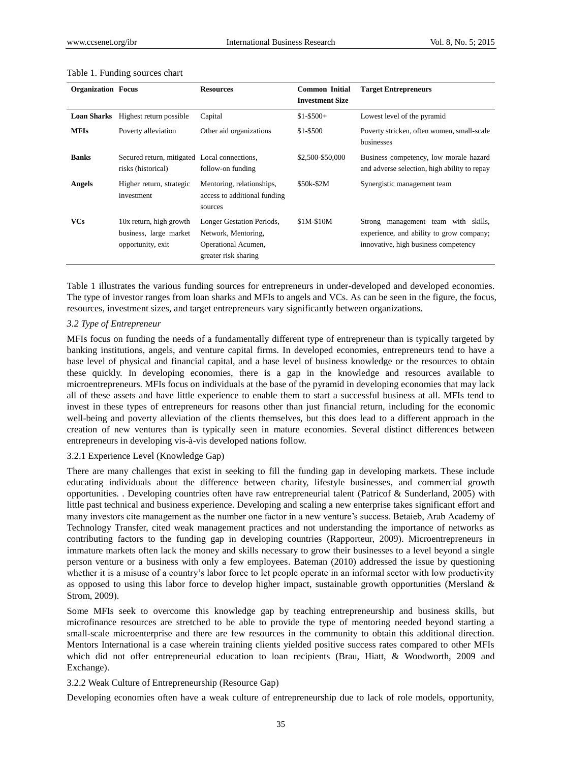Table 1. Funding sources chart

| Organization | Focus | Resources | Common Initial Investment Size | Target Entrepreneurs |
|---|---|---|---|---|
| **Loan Sharks** | Highest return possible | Capital | $1-$500+ | Lowest level of the pyramid |
| **MFIs** | Poverty alleviation | Other aid organizations | $1-$500 | Poverty stricken, often women, small-scale businesses |
| **Banks** | Secured return, mitigated risks (historical) | Local connections, follow-on funding | $2,500-$50,000 | Business competency, low morale hazard and adverse selection, high ability to repay |
| **Angels** | Higher return, strategic investment | Mentoring, relationships, access to additional funding sources | $50k-$2M | Synergistic management team |
| **VCs** | 10x return, high growth business, large market opportunity, exit | Longer Gestation Periods, Network, Mentoring, Operational Acumen, greater risk sharing | $1M-$10M | Strong management team with skills, experience, and ability to grow company; innovative, high business competency |

Table 1 illustrates the various funding sources for entrepreneurs in under-developed and developed economies. The type of investor ranges from loan sharks and MFIs to angels and VCs. As can be seen in the figure, the focus, resources, investment sizes, and target entrepreneurs vary significantly between organizations.

### *3.2 Type of Entrepreneur*

MFIs focus on funding the needs of a fundamentally different type of entrepreneur than is typically targeted by banking institutions, angels, and venture capital firms. In developed economies, entrepreneurs tend to have a base level of physical and financial capital, and a base level of business knowledge or the resources to obtain these quickly. In developing economies, there is a gap in the knowledge and resources available to microentrepreneurs. MFIs focus on individuals at the base of the pyramid in developing economies that may lack all of these assets and have little experience to enable them to start a successful business at all. MFIs tend to invest in these types of entrepreneurs for reasons other than just financial return, including for the economic well-being and poverty alleviation of the clients themselves, but this does lead to a different approach in the creation of new ventures than is typically seen in mature economies. Several distinct differences between entrepreneurs in developing vis-à-vis developed nations follow.

#### 3.2.1 Experience Level (Knowledge Gap)

There are many challenges that exist in seeking to fill the funding gap in developing markets. These include educating individuals about the difference between charity, lifestyle businesses, and commercial growth opportunities. . Developing countries often have raw entrepreneurial talent (Patricof & Sunderland, 2005) with little past technical and business experience. Developing and scaling a new enterprise takes significant effort and many investors cite management as the number one factor in a new venture's success. Betaieb, Arab Academy of Technology Transfer, cited weak management practices and not understanding the importance of networks as contributing factors to the funding gap in developing countries (Rapporteur, 2009). Microentrepreneurs in immature markets often lack the money and skills necessary to grow their businesses to a level beyond a single person venture or a business with only a few employees. Bateman (2010) addressed the issue by questioning whether it is a misuse of a country's labor force to let people operate in an informal sector with low productivity as opposed to using this labor force to develop higher impact, sustainable growth opportunities (Mersland & Strom, 2009).

Some MFIs seek to overcome this knowledge gap by teaching entrepreneurship and business skills, but microfinance resources are stretched to be able to provide the type of mentoring needed beyond starting a small-scale microenterprise and there are few resources in the community to obtain this additional direction. Mentors International is a case wherein training clients yielded positive success rates compared to other MFIs which did not offer entrepreneurial education to loan recipients (Brau, Hiatt, & Woodworth, 2009 and Exchange).

#### 3.2.2 Weak Culture of Entrepreneurship (Resource Gap)

Developing economies often have a weak culture of entrepreneurship due to lack of role models, opportunity,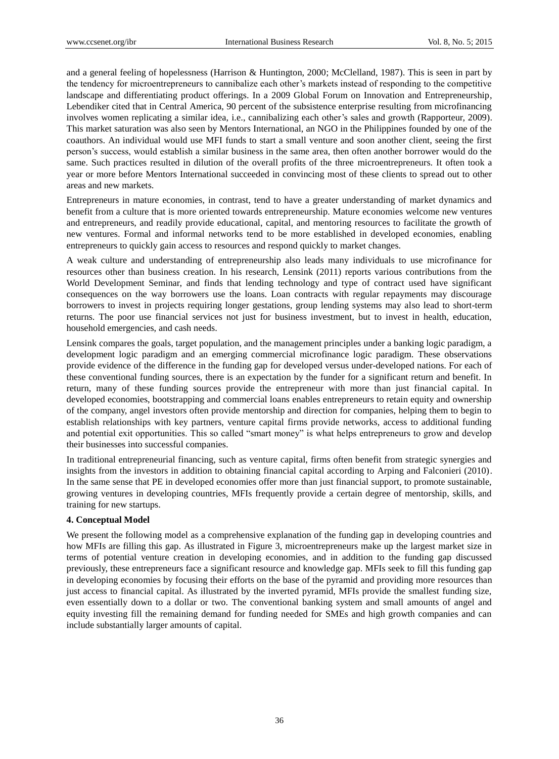and a general feeling of hopelessness (Harrison & Huntington, 2000; McClelland, 1987). This is seen in part by the tendency for microentrepreneurs to cannibalize each other's markets instead of responding to the competitive landscape and differentiating product offerings. In a 2009 Global Forum on Innovation and Entrepreneurship, Lebendiker cited that in Central America, 90 percent of the subsistence enterprise resulting from microfinancing involves women replicating a similar idea, i.e., cannibalizing each other's sales and growth (Rapporteur, 2009). This market saturation was also seen by Mentors International, an NGO in the Philippines founded by one of the coauthors. An individual would use MFI funds to start a small venture and soon another client, seeing the first person's success, would establish a similar business in the same area, then often another borrower would do the same. Such practices resulted in dilution of the overall profits of the three microentrepreneurs. It often took a year or more before Mentors International succeeded in convincing most of these clients to spread out to other areas and new markets.

Entrepreneurs in mature economies, in contrast, tend to have a greater understanding of market dynamics and benefit from a culture that is more oriented towards entrepreneurship. Mature economies welcome new ventures and entrepreneurs, and readily provide educational, capital, and mentoring resources to facilitate the growth of new ventures. Formal and informal networks tend to be more established in developed economies, enabling entrepreneurs to quickly gain access to resources and respond quickly to market changes.

A weak culture and understanding of entrepreneurship also leads many individuals to use microfinance for resources other than business creation. In his research, Lensink (2011) reports various contributions from the World Development Seminar, and finds that lending technology and type of contract used have significant consequences on the way borrowers use the loans. Loan contracts with regular repayments may discourage borrowers to invest in projects requiring longer gestations, group lending systems may also lead to short-term returns. The poor use financial services not just for business investment, but to invest in health, education, household emergencies, and cash needs.

Lensink compares the goals, target population, and the management principles under a banking logic paradigm, a development logic paradigm and an emerging commercial microfinance logic paradigm. These observations provide evidence of the difference in the funding gap for developed versus under-developed nations. For each of these conventional funding sources, there is an expectation by the funder for a significant return and benefit. In return, many of these funding sources provide the entrepreneur with more than just financial capital. In developed economies, bootstrapping and commercial loans enables entrepreneurs to retain equity and ownership of the company, angel investors often provide mentorship and direction for companies, helping them to begin to establish relationships with key partners, venture capital firms provide networks, access to additional funding and potential exit opportunities. This so called "smart money" is what helps entrepreneurs to grow and develop their businesses into successful companies.

In traditional entrepreneurial financing, such as venture capital, firms often benefit from strategic synergies and insights from the investors in addition to obtaining financial capital according to Arping and Falconieri (2010). In the same sense that PE in developed economies offer more than just financial support, to promote sustainable, growing ventures in developing countries, MFIs frequently provide a certain degree of mentorship, skills, and training for new startups.

### 4. Conceptual Model

We present the following model as a comprehensive explanation of the funding gap in developing countries and how MFIs are filling this gap. As illustrated in Figure 3, microentrepreneurs make up the largest market size in terms of potential venture creation in developing economies, and in addition to the funding gap discussed previously, these entrepreneurs face a significant resource and knowledge gap. MFIs seek to fill this funding gap in developing economies by focusing their efforts on the base of the pyramid and providing more resources than just access to financial capital. As illustrated by the inverted pyramid, MFIs provide the smallest funding size, even essentially down to a dollar or two. The conventional banking system and small amounts of angel and equity investing fill the remaining demand for funding needed for SMEs and high growth companies and can include substantially larger amounts of capital.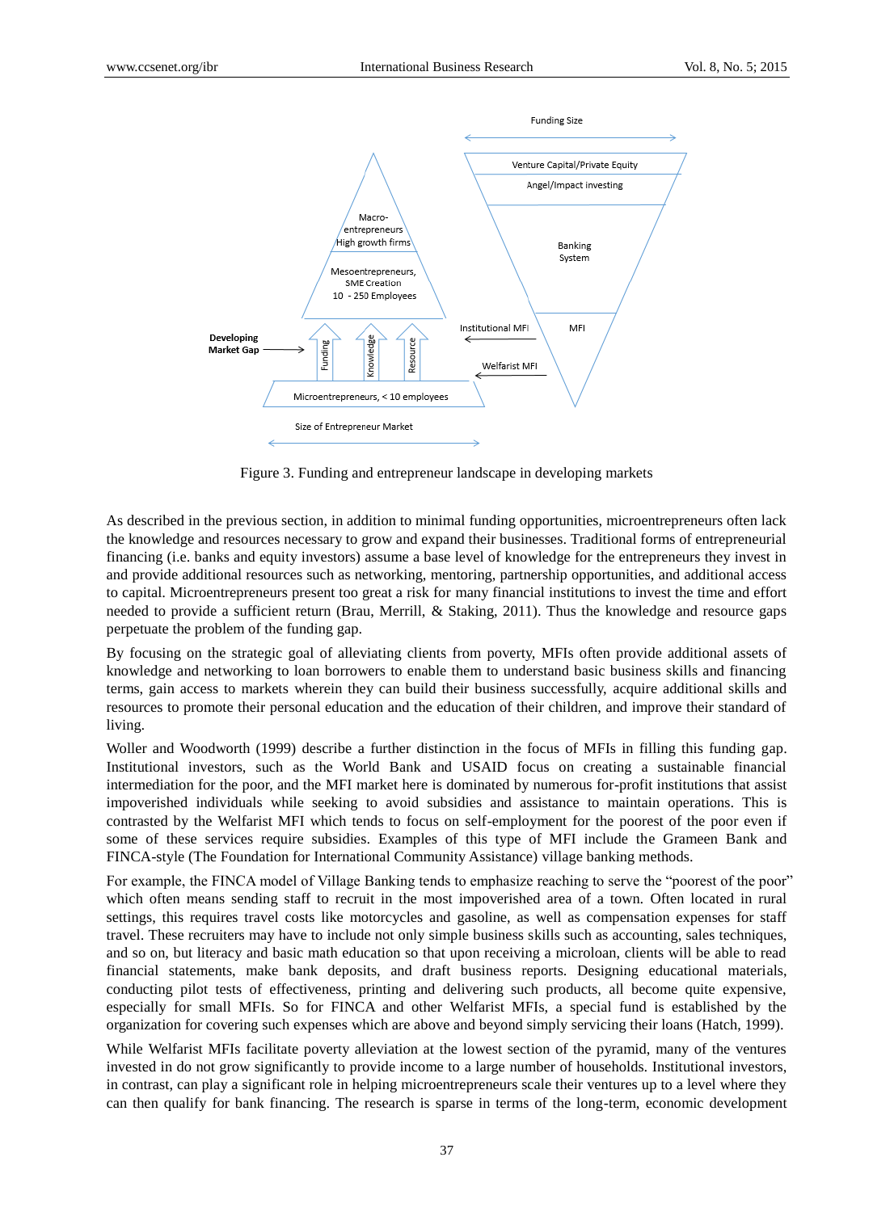Figure 3. Funding and entrepreneur landscape in developing markets

As described in the previous section, in addition to minimal funding opportunities, microentrepreneurs often lack the knowledge and resources necessary to grow and expand their businesses. Traditional forms of entrepreneurial financing (i.e. banks and equity investors) assume a base level of knowledge for the entrepreneurs they invest in and provide additional resources such as networking, mentoring, partnership opportunities, and additional access to capital. Microentrepreneurs present too great a risk for many financial institutions to invest the time and effort needed to provide a sufficient return (Brau, Merrill, & Staking, 2011). Thus the knowledge and resource gaps perpetuate the problem of the funding gap.

By focusing on the strategic goal of alleviating clients from poverty, MFIs often provide additional assets of knowledge and networking to loan borrowers to enable them to understand basic business skills and financing terms, gain access to markets wherein they can build their business successfully, acquire additional skills and resources to promote their personal education and the education of their children, and improve their standard of living.

Woller and Woodworth (1999) describe a further distinction in the focus of MFIs in filling this funding gap. Institutional investors, such as the World Bank and USAID focus on creating a sustainable financial intermediation for the poor, and the MFI market here is dominated by numerous for-profit institutions that assist impoverished individuals while seeking to avoid subsidies and assistance to maintain operations. This is contrasted by the Welfarist MFI which tends to focus on self-employment for the poorest of the poor even if some of these services require subsidies. Examples of this type of MFI include the Grameen Bank and FINCA-style (The Foundation for International Community Assistance) village banking methods.

For example, the FINCA model of Village Banking tends to emphasize reaching to serve the "poorest of the poor" which often means sending staff to recruit in the most impoverished area of a town. Often located in rural settings, this requires travel costs like motorcycles and gasoline, as well as compensation expenses for staff travel. These recruiters may have to include not only simple business skills such as accounting, sales techniques, and so on, but literacy and basic math education so that upon receiving a microloan, clients will be able to read financial statements, make bank deposits, and draft business reports. Designing educational materials, conducting pilot tests of effectiveness, printing and delivering such products, all become quite expensive, especially for small MFIs. So for FINCA and other Welfarist MFIs, a special fund is established by the organization for covering such expenses which are above and beyond simply servicing their loans (Hatch, 1999).

While Welfarist MFIs facilitate poverty alleviation at the lowest section of the pyramid, many of the ventures invested in do not grow significantly to provide income to a large number of households. Institutional investors, in contrast, can play a significant role in helping microentrepreneurs scale their ventures up to a level where they can then qualify for bank financing. The research is sparse in terms of the long-term, economic development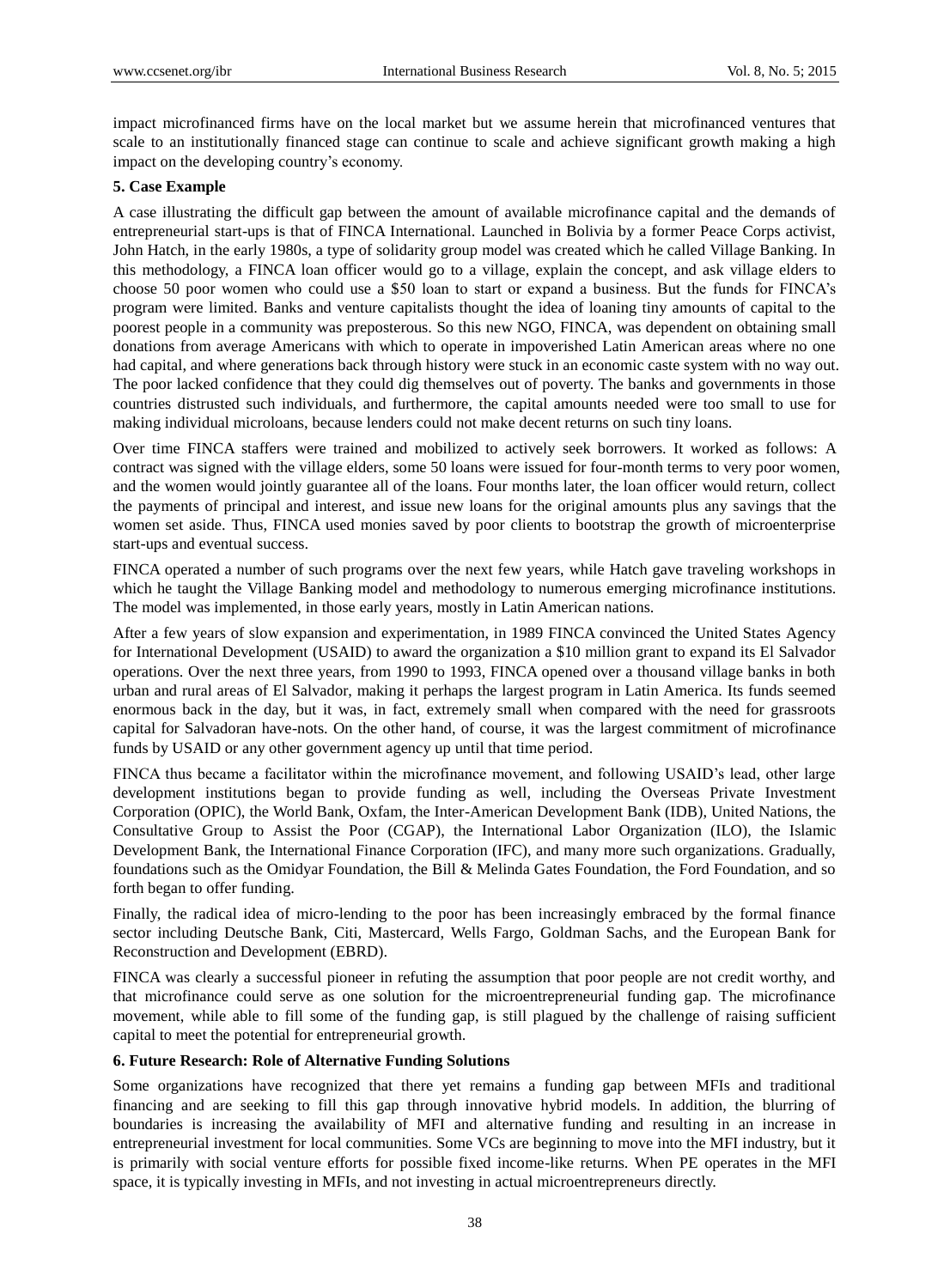impact microfinanced firms have on the local market but we assume herein that microfinanced ventures that scale to an institutionally financed stage can continue to scale and achieve significant growth making a high impact on the developing country's economy.

## 5. Case Example

A case illustrating the difficult gap between the amount of available microfinance capital and the demands of entrepreneurial start-ups is that of FINCA International. Launched in Bolivia by a former Peace Corps activist, John Hatch, in the early 1980s, a type of solidarity group model was created which he called Village Banking. In this methodology, a FINCA loan officer would go to a village, explain the concept, and ask village elders to choose 50 poor women who could use a $50 loan to start or expand a business. But the funds for FINCA's program were limited. Banks and venture capitalists thought the idea of loaning tiny amounts of capital to the poorest people in a community was preposterous. So this new NGO, FINCA, was dependent on obtaining small donations from average Americans with which to operate in impoverished Latin American areas where no one had capital, and where generations back through history were stuck in an economic caste system with no way out. The poor lacked confidence that they could dig themselves out of poverty. The banks and governments in those countries distrusted such individuals, and furthermore, the capital amounts needed were too small to use for making individual microloans, because lenders could not make decent returns on such tiny loans.

Over time FINCA staffers were trained and mobilized to actively seek borrowers. It worked as follows: A contract was signed with the village elders, some 50 loans were issued for four-month terms to very poor women, and the women would jointly guarantee all of the loans. Four months later, the loan officer would return, collect the payments of principal and interest, and issue new loans for the original amounts plus any savings that the women set aside. Thus, FINCA used monies saved by poor clients to bootstrap the growth of microenterprise start-ups and eventual success.

FINCA operated a number of such programs over the next few years, while Hatch gave traveling workshops in which he taught the Village Banking model and methodology to numerous emerging microfinance institutions. The model was implemented, in those early years, mostly in Latin American nations.

After a few years of slow expansion and experimentation, in 1989 FINCA convinced the United States Agency for International Development (USAID) to award the organization a $10 million grant to expand its El Salvador operations. Over the next three years, from 1990 to 1993, FINCA opened over a thousand village banks in both urban and rural areas of El Salvador, making it perhaps the largest program in Latin America. Its funds seemed enormous back in the day, but it was, in fact, extremely small when compared with the need for grassroots capital for Salvadoran have-nots. On the other hand, of course, it was the largest commitment of microfinance funds by USAID or any other government agency up until that time period.

FINCA thus became a facilitator within the microfinance movement, and following USAID's lead, other large development institutions began to provide funding as well, including the Overseas Private Investment Corporation (OPIC), the World Bank, Oxfam, the Inter-American Development Bank (IDB), United Nations, the Consultative Group to Assist the Poor (CGAP), the International Labor Organization (ILO), the Islamic Development Bank, the International Finance Corporation (IFC), and many more such organizations. Gradually, foundations such as the Omidyar Foundation, the Bill & Melinda Gates Foundation, the Ford Foundation, and so forth began to offer funding.

Finally, the radical idea of micro-lending to the poor has been increasingly embraced by the formal finance sector including Deutsche Bank, Citi, Mastercard, Wells Fargo, Goldman Sachs, and the European Bank for Reconstruction and Development (EBRD).

FINCA was clearly a successful pioneer in refuting the assumption that poor people are not credit worthy, and that microfinance could serve as one solution for the microentrepreneurial funding gap. The microfinance movement, while able to fill some of the funding gap, is still plagued by the challenge of raising sufficient capital to meet the potential for entrepreneurial growth.

## 6. Future Research: Role of Alternative Funding Solutions

Some organizations have recognized that there yet remains a funding gap between MFIs and traditional financing and are seeking to fill this gap through innovative hybrid models. In addition, the blurring of boundaries is increasing the availability of MFI and alternative funding and resulting in an increase in entrepreneurial investment for local communities. Some VCs are beginning to move into the MFI industry, but it is primarily with social venture efforts for possible fixed income-like returns. When PE operates in the MFI space, it is typically investing in MFIs, and not investing in actual microentrepreneurs directly.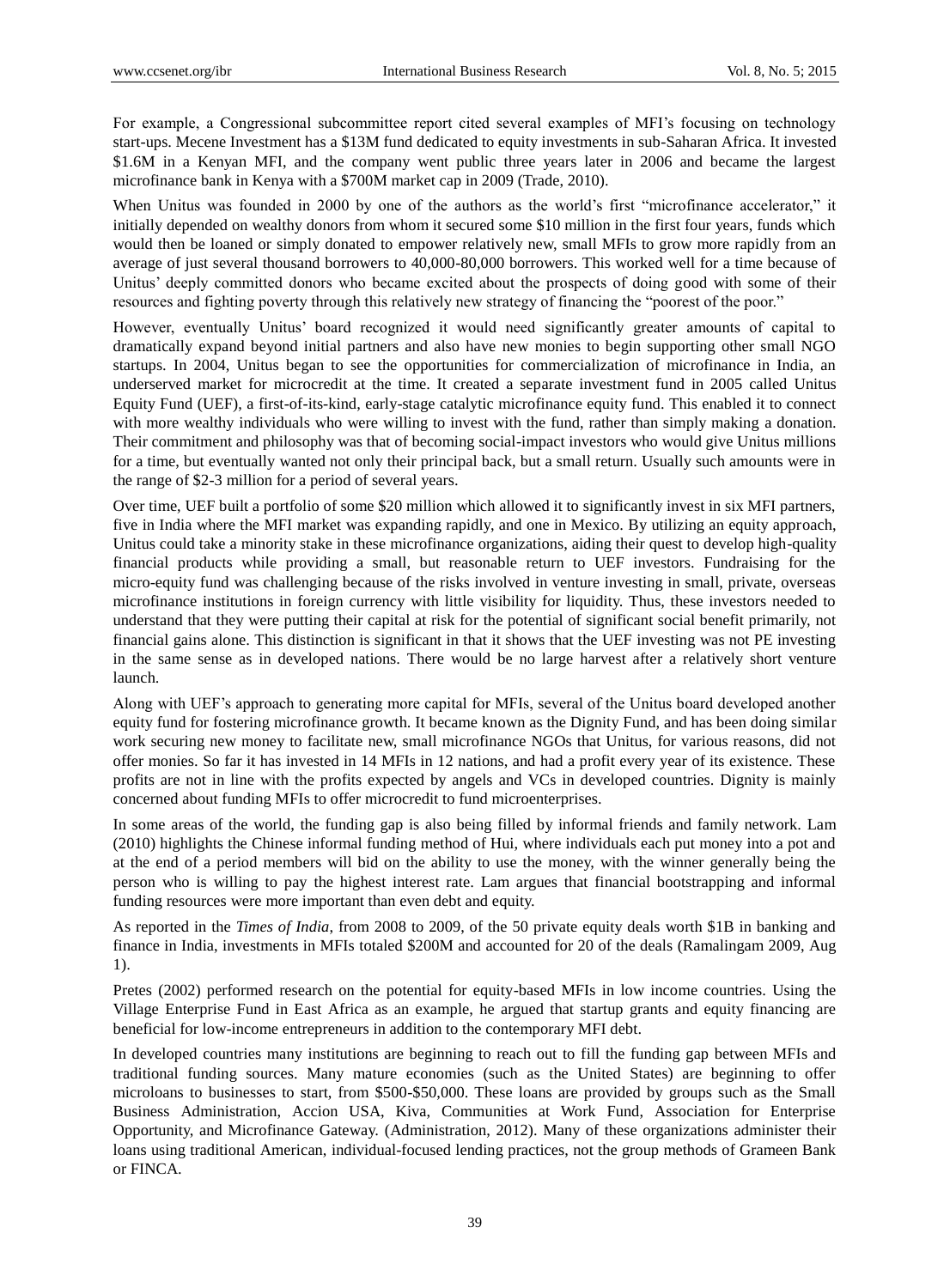For example, a Congressional subcommittee report cited several examples of MFI's focusing on technology start-ups. Mecene Investment has a $13M fund dedicated to equity investments in sub-Saharan Africa. It invested $1.6M in a Kenyan MFI, and the company went public three years later in 2006 and became the largest microfinance bank in Kenya with a $700M market cap in 2009 (Trade, 2010).

When Unitus was founded in 2000 by one of the authors as the world's first "microfinance accelerator," it initially depended on wealthy donors from whom it secured some $10 million in the first four years, funds which would then be loaned or simply donated to empower relatively new, small MFIs to grow more rapidly from an average of just several thousand borrowers to 40,000-80,000 borrowers. This worked well for a time because of Unitus' deeply committed donors who became excited about the prospects of doing good with some of their resources and fighting poverty through this relatively new strategy of financing the "poorest of the poor."

However, eventually Unitus' board recognized it would need significantly greater amounts of capital to dramatically expand beyond initial partners and also have new monies to begin supporting other small NGO startups. In 2004, Unitus began to see the opportunities for commercialization of microfinance in India, an underserved market for microcredit at the time. It created a separate investment fund in 2005 called Unitus Equity Fund (UEF), a first-of-its-kind, early-stage catalytic microfinance equity fund. This enabled it to connect with more wealthy individuals who were willing to invest with the fund, rather than simply making a donation. Their commitment and philosophy was that of becoming social-impact investors who would give Unitus millions for a time, but eventually wanted not only their principal back, but a small return. Usually such amounts were in the range of $2-3 million for a period of several years.

Over time, UEF built a portfolio of some $20 million which allowed it to significantly invest in six MFI partners, five in India where the MFI market was expanding rapidly, and one in Mexico. By utilizing an equity approach, Unitus could take a minority stake in these microfinance organizations, aiding their quest to develop high-quality financial products while providing a small, but reasonable return to UEF investors. Fundraising for the micro-equity fund was challenging because of the risks involved in venture investing in small, private, overseas microfinance institutions in foreign currency with little visibility for liquidity. Thus, these investors needed to understand that they were putting their capital at risk for the potential of significant social benefit primarily, not financial gains alone. This distinction is significant in that it shows that the UEF investing was not PE investing in the same sense as in developed nations. There would be no large harvest after a relatively short venture launch.

Along with UEF's approach to generating more capital for MFIs, several of the Unitus board developed another equity fund for fostering microfinance growth. It became known as the Dignity Fund, and has been doing similar work securing new money to facilitate new, small microfinance NGOs that Unitus, for various reasons, did not offer monies. So far it has invested in 14 MFIs in 12 nations, and had a profit every year of its existence. These profits are not in line with the profits expected by angels and VCs in developed countries. Dignity is mainly concerned about funding MFIs to offer microcredit to fund microenterprises.

In some areas of the world, the funding gap is also being filled by informal friends and family network. Lam (2010) highlights the Chinese informal funding method of Hui, where individuals each put money into a pot and at the end of a period members will bid on the ability to use the money, with the winner generally being the person who is willing to pay the highest interest rate. Lam argues that financial bootstrapping and informal funding resources were more important than even debt and equity.

As reported in the *Times of India*, from 2008 to 2009, of the 50 private equity deals worth $1B in banking and finance in India, investments in MFIs totaled $200M and accounted for 20 of the deals (Ramalingam 2009, Aug 1).

Pretes (2002) performed research on the potential for equity-based MFIs in low income countries. Using the Village Enterprise Fund in East Africa as an example, he argued that startup grants and equity financing are beneficial for low-income entrepreneurs in addition to the contemporary MFI debt.

In developed countries many institutions are beginning to reach out to fill the funding gap between MFIs and traditional funding sources. Many mature economies (such as the United States) are beginning to offer microloans to businesses to start, from $500-$50,000. These loans are provided by groups such as the Small Business Administration, Accion USA, Kiva, Communities at Work Fund, Association for Enterprise Opportunity, and Microfinance Gateway. (Administration, 2012). Many of these organizations administer their loans using traditional American, individual-focused lending practices, not the group methods of Grameen Bank or FINCA.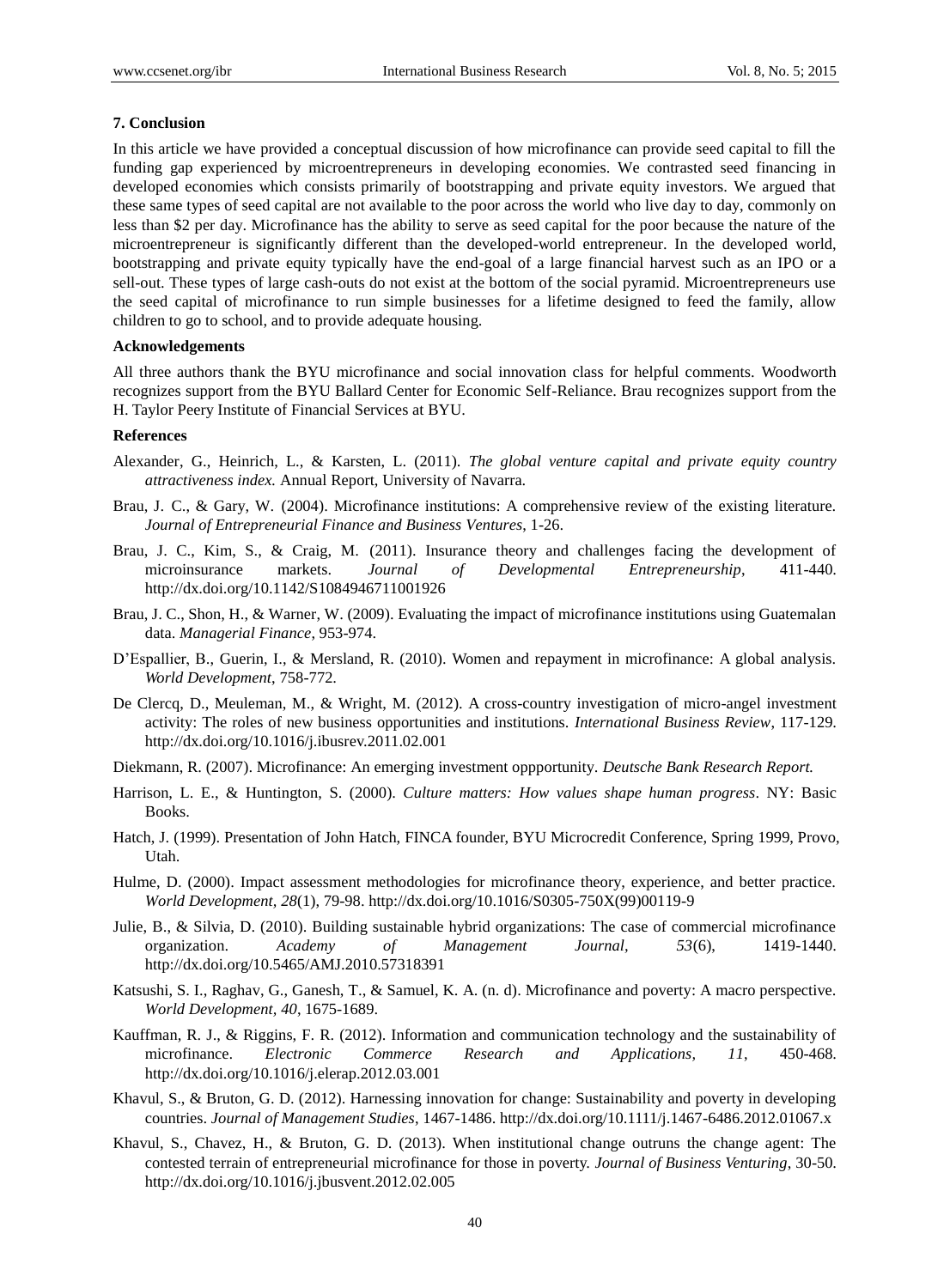## 7. Conclusion

In this article we have provided a conceptual discussion of how microfinance can provide seed capital to fill the funding gap experienced by microentrepreneurs in developing economies. We contrasted seed financing in developed economies which consists primarily of bootstrapping and private equity investors. We argued that these same types of seed capital are not available to the poor across the world who live day to day, commonly on less than $2 per day. Microfinance has the ability to serve as seed capital for the poor because the nature of the microentrepreneur is significantly different than the developed-world entrepreneur. In the developed world, bootstrapping and private equity typically have the end-goal of a large financial harvest such as an IPO or a sell-out. These types of large cash-outs do not exist at the bottom of the social pyramid. Microentrepreneurs use the seed capital of microfinance to run simple businesses for a lifetime designed to feed the family, allow children to go to school, and to provide adequate housing.

## Acknowledgements

All three authors thank the BYU microfinance and social innovation class for helpful comments. Woodworth recognizes support from the BYU Ballard Center for Economic Self-Reliance. Brau recognizes support from the H. Taylor Peery Institute of Financial Services at BYU.

## References

Alexander, G., Heinrich, L., & Karsten, L. (2011). *The global venture capital and private equity country attractiveness index.* Annual Report, University of Navarra.

Brau, J. C., & Gary, W. (2004). Microfinance institutions: A comprehensive review of the existing literature. *Journal of Entrepreneurial Finance and Business Ventures*, 1-26.

Brau, J. C., Kim, S., & Craig, M. (2011). Insurance theory and challenges facing the development of microinsurance markets. *Journal of Developmental Entrepreneurship*, 411-440. http://dx.doi.org/10.1142/S1084946711001926

Brau, J. C., Shon, H., & Warner, W. (2009). Evaluating the impact of microfinance institutions using Guatemalan data. *Managerial Finance*, 953-974.

D'Espallier, B., Guerin, I., & Mersland, R. (2010). Women and repayment in microfinance: A global analysis. *World Development*, 758-772.

De Clercq, D., Meuleman, M., & Wright, M. (2012). A cross-country investigation of micro-angel investment activity: The roles of new business opportunities and institutions. *International Business Review*, 117-129. http://dx.doi.org/10.1016/j.ibusrev.2011.02.001

Diekmann, R. (2007). Microfinance: An emerging investment oppportunity. *Deutsche Bank Research Report.*

Harrison, L. E., & Huntington, S. (2000). *Culture matters: How values shape human progress*. NY: Basic Books.

Hatch, J. (1999). Presentation of John Hatch, FINCA founder, BYU Microcredit Conference, Spring 1999, Provo, Utah.

Hulme, D. (2000). Impact assessment methodologies for microfinance theory, experience, and better practice. *World Development, 28*(1), 79-98. http://dx.doi.org/10.1016/S0305-750X(99)00119-9

Julie, B., & Silvia, D. (2010). Building sustainable hybrid organizations: The case of commercial microfinance organization. *Academy of Management Journal*, *53*(6), 1419-1440. http://dx.doi.org/10.5465/AMJ.2010.57318391

Katsushi, S. I., Raghav, G., Ganesh, T., & Samuel, K. A. (n. d). Microfinance and poverty: A macro perspective. *World Development, 40*, 1675-1689.

Kauffman, R. J., & Riggins, F. R. (2012). Information and communication technology and the sustainability of microfinance. *Electronic Commerce Research and Applications, 11*, 450-468. http://dx.doi.org/10.1016/j.elerap.2012.03.001

Khavul, S., & Bruton, G. D. (2012). Harnessing innovation for change: Sustainability and poverty in developing countries. *Journal of Management Studies*, 1467-1486. http://dx.doi.org/10.1111/j.1467-6486.2012.01067.x

Khavul, S., Chavez, H., & Bruton, G. D. (2013). When institutional change outruns the change agent: The contested terrain of entrepreneurial microfinance for those in poverty. *Journal of Business Venturing*, 30-50. http://dx.doi.org/10.1016/j.jbusvent.2012.02.005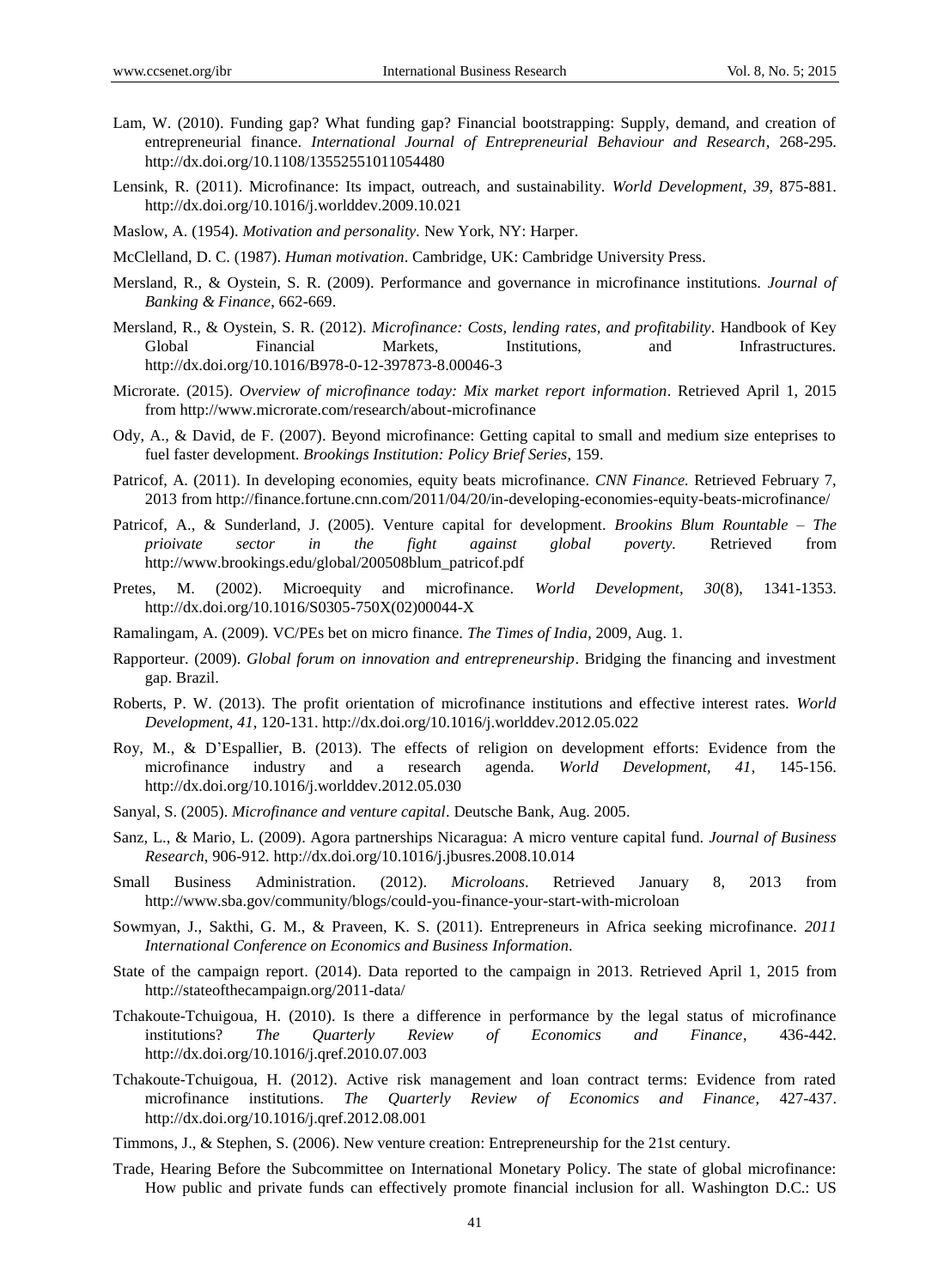Lam, W. (2010). Funding gap? What funding gap? Financial bootstrapping: Supply, demand, and creation of entrepreneurial finance. *International Journal of Entrepreneurial Behaviour and Research*, 268-295. http://dx.doi.org/10.1108/13552551011054480

Lensink, R. (2011). Microfinance: Its impact, outreach, and sustainability. *World Development, 39*, 875-881. http://dx.doi.org/10.1016/j.worlddev.2009.10.021

Maslow, A. (1954). *Motivation and personality*. New York, NY: Harper.

McClelland, D. C. (1987). *Human motivation*. Cambridge, UK: Cambridge University Press.

Mersland, R., & Oystein, S. R. (2009). Performance and governance in microfinance institutions. *Journal of Banking & Finance*, 662-669.

Mersland, R., & Oystein, S. R. (2012). *Microfinance: Costs, lending rates, and profitability*. Handbook of Key Global Financial Markets, Institutions, and Infrastructures. http://dx.doi.org/10.1016/B978-0-12-397873-8.00046-3

Microrate. (2015). *Overview of microfinance today: Mix market report information*. Retrieved April 1, 2015 from http://www.microrate.com/research/about-microfinance

Ody, A., & David, de F. (2007). Beyond microfinance: Getting capital to small and medium size enteprises to fuel faster development. *Brookings Institution: Policy Brief Series*, 159.

Patricof, A. (2011). In developing economies, equity beats microfinance. *CNN Finance.* Retrieved February 7, 2013 from http://finance.fortune.cnn.com/2011/04/20/in-developing-economies-equity-beats-microfinance/

Patricof, A., & Sunderland, J. (2005). Venture capital for development. *Brookins Blum Rountable – The prioivate sector in the fight against global poverty.* Retrieved from http://www.brookings.edu/global/200508blum_patricof.pdf

Pretes, M. (2002). Microequity and microfinance. *World Development*, *30*(8), 1341-1353. http://dx.doi.org/10.1016/S0305-750X(02)00044-X

Ramalingam, A. (2009). VC/PEs bet on micro finance. *The Times of India*, 2009, Aug. 1.

Rapporteur. (2009). *Global forum on innovation and entrepreneurship*. Bridging the financing and investment gap. Brazil.

Roberts, P. W. (2013). The profit orientation of microfinance institutions and effective interest rates. *World Development, 41*, 120-131. http://dx.doi.org/10.1016/j.worlddev.2012.05.022

Roy, M., & D'Espallier, B. (2013). The effects of religion on development efforts: Evidence from the microfinance industry and a research agenda. *World Development*, *41*, 145-156. http://dx.doi.org/10.1016/j.worlddev.2012.05.030

Sanyal, S. (2005). *Microfinance and venture capital*. Deutsche Bank, Aug. 2005.

Sanz, L., & Mario, L. (2009). Agora partnerships Nicaragua: A micro venture capital fund. *Journal of Business Research*, 906-912. http://dx.doi.org/10.1016/j.jbusres.2008.10.014

Small Business Administration. (2012). *Microloans*. Retrieved January 8, 2013 from http://www.sba.gov/community/blogs/could-you-finance-your-start-with-microloan

Sowmyan, J., Sakthi, G. M., & Praveen, K. S. (2011). Entrepreneurs in Africa seeking microfinance. *2011 International Conference on Economics and Business Information*.

State of the campaign report. (2014). Data reported to the campaign in 2013. Retrieved April 1, 2015 from http://stateofthecampaign.org/2011-data/

Tchakoute-Tchuigoua, H. (2010). Is there a difference in performance by the legal status of microfinance institutions? *The Quarterly Review of Economics and Finance*, 436-442. http://dx.doi.org/10.1016/j.qref.2010.07.003

Tchakoute-Tchuigoua, H. (2012). Active risk management and loan contract terms: Evidence from rated microfinance institutions. *The Quarterly Review of Economics and Finance*, 427-437. http://dx.doi.org/10.1016/j.qref.2012.08.001

Timmons, J., & Stephen, S. (2006). New venture creation: Entrepreneurship for the 21st century.

Trade, Hearing Before the Subcommittee on International Monetary Policy. The state of global microfinance: How public and private funds can effectively promote financial inclusion for all. Washington D.C.: US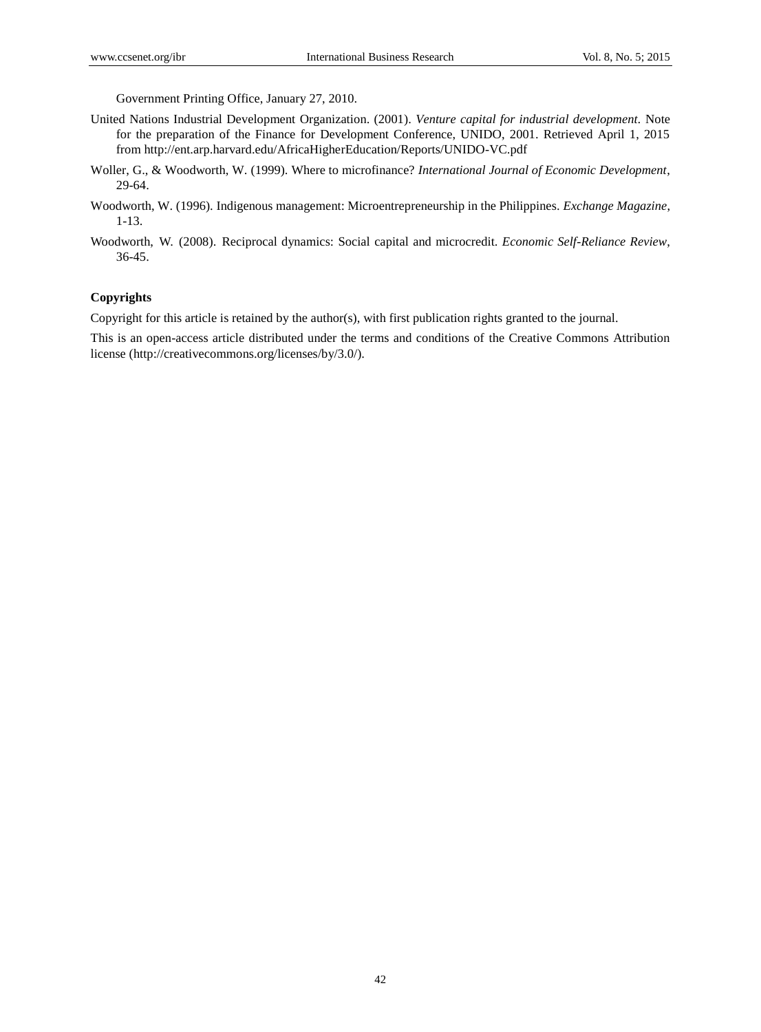Government Printing Office, January 27, 2010.

United Nations Industrial Development Organization. (2001). *Venture capital for industrial development*. Note for the preparation of the Finance for Development Conference, UNIDO, 2001. Retrieved April 1, 2015 from http://ent.arp.harvard.edu/AfricaHigherEducation/Reports/UNIDO-VC.pdf

Woller, G., & Woodworth, W. (1999). Where to microfinance? *International Journal of Economic Development*, 29-64.

Woodworth, W. (1996). Indigenous management: Microentrepreneurship in the Philippines. *Exchange Magazine*, 1-13.

Woodworth, W. (2008). Reciprocal dynamics: Social capital and microcredit. *Economic Self-Reliance Review*, 36-45.

**Copyrights**

Copyright for this article is retained by the author(s), with first publication rights granted to the journal.

This is an open-access article distributed under the terms and conditions of the Creative Commons Attribution license (http://creativecommons.org/licenses/by/3.0/).